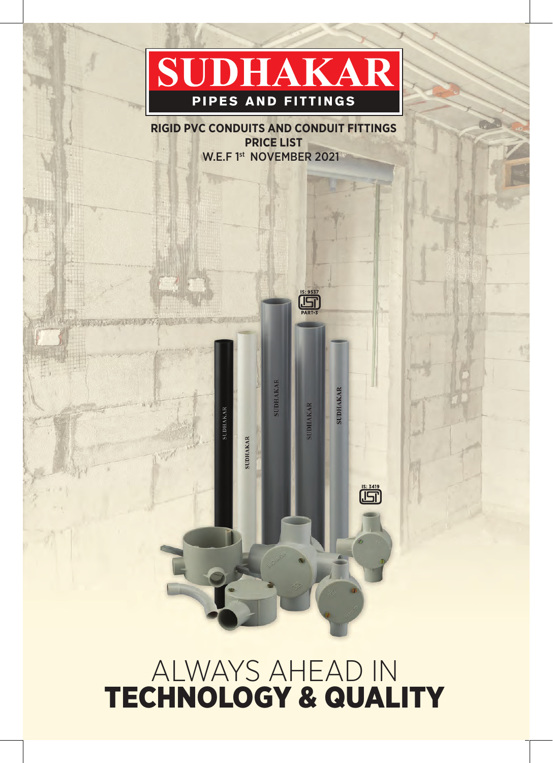# SUDHAKAR

**PIPES AND FITTINGS**

**RIGID PVC CONDUITS AND CONDUIT FITTINGS**
**PRICE LIST**
W.E.F 1st NOVEMBER 2021

ALWAYS AHEAD IN
**TECHNOLOGY & QUALITY**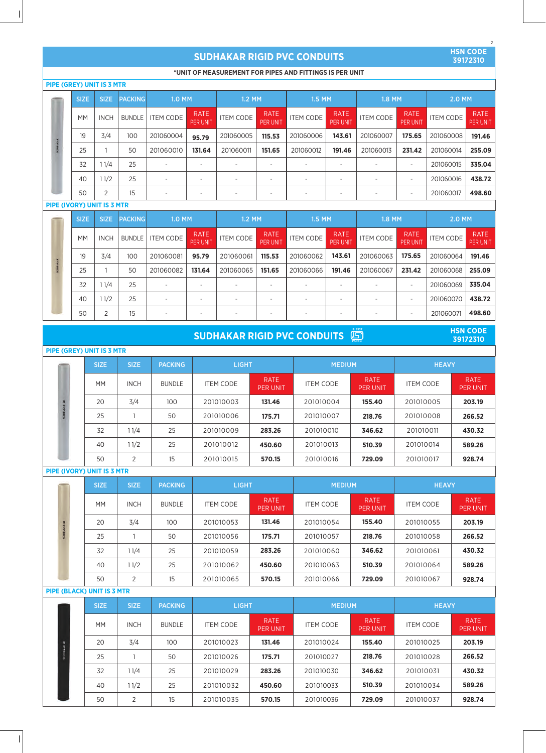## SUDHAKAR RIGID PVC CONDUITS

HSN CODE 39172310

*UNIT OF MEASUREMENT FOR PIPES AND FITTINGS IS PER UNIT

### PIPE (GREY) UNIT IS 3 MTR

| SIZE | SIZE | PACKING | 1.0 MM | | 1.2 MM | | 1.5 MM | | 1.8 MM | | 2.0 MM | |
|---|---|---|---|---|---|---|---|---|---|---|---|---|
| MM | INCH | BUNDLE | ITEM CODE | RATE PER UNIT | ITEM CODE | RATE PER UNIT | ITEM CODE | RATE PER UNIT | ITEM CODE | RATE PER UNIT | ITEM CODE | RATE PER UNIT |
| 19 | 3/4 | 100 | 201060004 | **95.79** | 201060005 | **115.53** | 201060006 | **143.61** | 201060007 | **175.65** | 201060008 | **191.46** |
| 25 | 1 | 50 | 201060010 | **131.64** | 201060011 | **151.65** | 201060012 | **191.46** | 201060013 | **231.42** | 201060014 | **255.09** |
| 32 | 1 1/4 | 25 | - | - | - | - | - | - | - | - | 201060015 | **335.04** |
| 40 | 1 1/2 | 25 | - | - | - | - | - | - | - | - | 201060016 | **438.72** |
| 50 | 2 | 15 | - | - | - | - | - | - | - | - | 201060017 | **498.60** |

### PIPE (IVORY) UNIT IS 3 MTR

| SIZE | SIZE | PACKING | 1.0 MM | | 1.2 MM | | 1.5 MM | | 1.8 MM | | 2.0 MM | |
|---|---|---|---|---|---|---|---|---|---|---|---|---|
| MM | INCH | BUNDLE | ITEM CODE | RATE PER UNIT | ITEM CODE | RATE PER UNIT | ITEM CODE | RATE PER UNIT | ITEM CODE | RATE PER UNIT | ITEM CODE | RATE PER UNIT |
| 19 | 3/4 | 100 | 201060081 | **95.79** | 201060061 | **115.53** | 201060062 | **143.61** | 201060063 | **175.65** | 201060064 | **191.46** |
| 25 | 1 | 50 | 201060082 | **131.64** | 201060065 | **151.65** | 201060066 | **191.46** | 201060067 | **231.42** | 201060068 | **255.09** |
| 32 | 1 1/4 | 25 | - | - | - | - | - | - | - | - | 201060069 | **335.04** |
| 40 | 1 1/2 | 25 | - | - | - | - | - | - | - | - | 201060070 | **438.72** |
| 50 | 2 | 15 | - | - | - | - | - | - | - | - | 201060071 | **498.60** |

## SUDHAKAR RIGID PVC CONDUITS

HSN CODE 39172310

### PIPE (GREY) UNIT IS 3 MTR

| SIZE | SIZE | PACKING | LIGHT | | MEDIUM | | HEAVY | |
|---|---|---|---|---|---|---|---|---|
| MM | INCH | BUNDLE | ITEM CODE | RATE PER UNIT | ITEM CODE | RATE PER UNIT | ITEM CODE | RATE PER UNIT |
| 20 | 3/4 | 100 | 201010003 | **131.46** | 201010004 | **155.40** | 201010005 | **203.19** |
| 25 | 1 | 50 | 201010006 | **175.71** | 201010007 | **218.76** | 201010008 | **266.52** |
| 32 | 1 1/4 | 25 | 201010009 | **283.26** | 201010010 | **346.62** | 201010011 | **430.32** |
| 40 | 1 1/2 | 25 | 201010012 | **450.60** | 201010013 | **510.39** | 201010014 | **589.26** |
| 50 | 2 | 15 | 201010015 | **570.15** | 201010016 | **729.09** | 201010017 | **928.74** |

### PIPE (IVORY) UNIT IS 3 MTR

| SIZE | SIZE | PACKING | LIGHT | | MEDIUM | | HEAVY | |
|---|---|---|---|---|---|---|---|---|
| MM | INCH | BUNDLE | ITEM CODE | RATE PER UNIT | ITEM CODE | RATE PER UNIT | ITEM CODE | RATE PER UNIT |
| 20 | 3/4 | 100 | 201010053 | **131.46** | 201010054 | **155.40** | 201010055 | **203.19** |
| 25 | 1 | 50 | 201010056 | **175.71** | 201010057 | **218.76** | 201010058 | **266.52** |
| 32 | 1 1/4 | 25 | 201010059 | **283.26** | 201010060 | **346.62** | 201010061 | **430.32** |
| 40 | 1 1/2 | 25 | 201010062 | **450.60** | 201010063 | **510.39** | 201010064 | **589.26** |
| 50 | 2 | 15 | 201010065 | **570.15** | 201010066 | **729.09** | 201010067 | **928.74** |

### PIPE (BLACK) UNIT IS 3 MTR

| SIZE | SIZE | PACKING | LIGHT | | MEDIUM | | HEAVY | |
|---|---|---|---|---|---|---|---|---|
| MM | INCH | BUNDLE | ITEM CODE | RATE PER UNIT | ITEM CODE | RATE PER UNIT | ITEM CODE | RATE PER UNIT |
| 20 | 3/4 | 100 | 201010023 | **131.46** | 201010024 | **155.40** | 201010025 | **203.19** |
| 25 | 1 | 50 | 201010026 | **175.71** | 201010027 | **218.76** | 201010028 | **266.52** |
| 32 | 1 1/4 | 25 | 201010029 | **283.26** | 201010030 | **346.62** | 201010031 | **430.32** |
| 40 | 1 1/2 | 25 | 201010032 | **450.60** | 201010033 | **510.39** | 201010034 | **589.26** |
| 50 | 2 | 15 | 201010035 | **570.15** | 201010036 | **729.09** | 201010037 | **928.74** |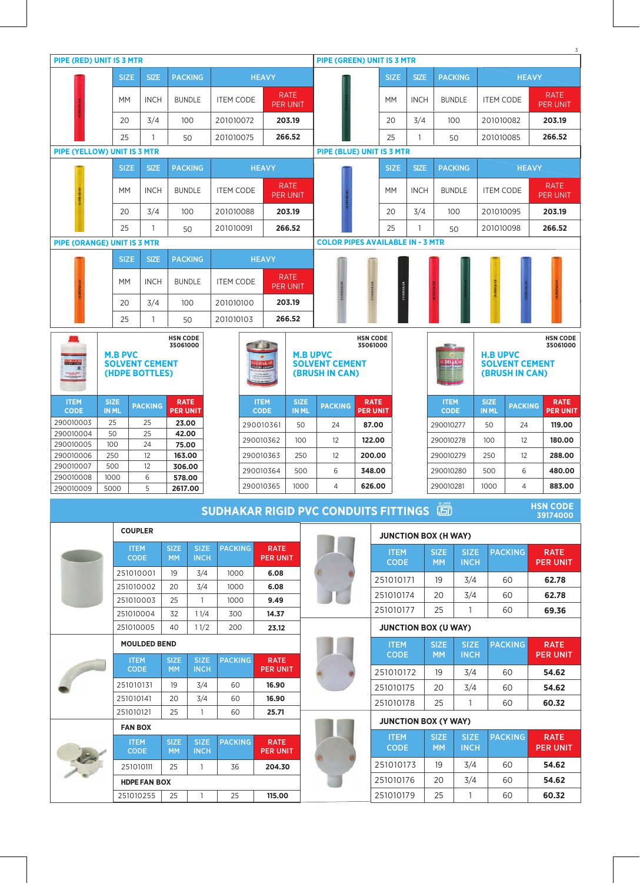## PIPE (RED) UNIT IS 3 MTR

| SIZE | SIZE | PACKING | HEAVY | |
|---|---|---|---|---|
| MM | INCH | BUNDLE | ITEM CODE | RATE PER UNIT |
| 20 | 3/4 | 100 | 201010072 | **203.19** |
| 25 | 1 | 50 | 201010075 | **266.52** |

## PIPE (GREEN) UNIT IS 3 MTR

| SIZE | SIZE | PACKING | HEAVY | |
|---|---|---|---|---|
| MM | INCH | BUNDLE | ITEM CODE | RATE PER UNIT |
| 20 | 3/4 | 100 | 201010082 | **203.19** |
| 25 | 1 | 50 | 201010085 | **266.52** |

## PIPE (YELLOW) UNIT IS 3 MTR

| SIZE | SIZE | PACKING | HEAVY | |
|---|---|---|---|---|
| MM | INCH | BUNDLE | ITEM CODE | RATE PER UNIT |
| 20 | 3/4 | 100 | 201010088 | **203.19** |
| 25 | 1 | 50 | 201010091 | **266.52** |

## PIPE (BLUE) UNIT IS 3 MTR

| SIZE | SIZE | PACKING | HEAVY | |
|---|---|---|---|---|
| MM | INCH | BUNDLE | ITEM CODE | RATE PER UNIT |
| 20 | 3/4 | 100 | 201010095 | **203.19** |
| 25 | 1 | 50 | 201010098 | **266.52** |

## PIPE (ORANGE) UNIT IS 3 MTR

| SIZE | SIZE | PACKING | HEAVY | |
|---|---|---|---|---|
| MM | INCH | BUNDLE | ITEM CODE | RATE PER UNIT |
| 20 | 3/4 | 100 | 201010100 | **203.19** |
| 25 | 1 | 50 | 201010103 | **266.52** |

## COLOR PIPES AVAILABLE IN - 3 MTR

## M.B PVC SOLVENT CEMENT (HDPE BOTTLES)

HSN CODE 35061000

| ITEM CODE | SIZE IN ML | PACKING | RATE PER UNIT |
|---|---|---|---|
| 290010003 | 25 | 25 | **23.00** |
| 290010004 | 50 | 25 | **42.00** |
| 290010005 | 100 | 24 | **75.00** |
| 290010006 | 250 | 12 | **163.00** |
| 290010007 | 500 | 12 | **306.00** |
| 290010008 | 1000 | 6 | **578.00** |
| 290010009 | 5000 | 5 | **2617.00** |

## M.B UPVC SOLVENT CEMENT (BRUSH IN CAN)

HSN CODE 35061000

| ITEM CODE | SIZE IN ML | PACKING | RATE PER UNIT |
|---|---|---|---|
| 290010361 | 50 | 24 | **87.00** |
| 290010362 | 100 | 12 | **122.00** |
| 290010363 | 250 | 12 | **200.00** |
| 290010364 | 500 | 6 | **348.00** |
| 290010365 | 1000 | 4 | **626.00** |

## H.B UPVC SOLVENT CEMENT (BRUSH IN CAN)

HSN CODE 35061000

| ITEM CODE | SIZE IN ML | PACKING | RATE PER UNIT |
|---|---|---|---|
| 290010277 | 50 | 24 | **119.00** |
| 290010278 | 100 | 12 | **180.00** |
| 290010279 | 250 | 12 | **288.00** |
| 290010280 | 500 | 6 | **480.00** |
| 290010281 | 1000 | 4 | **883.00** |

# SUDHAKAR RIGID PVC CONDUITS FITTINGS

HSN CODE 39174000

### COUPLER

| ITEM CODE | SIZE MM | SIZE INCH | PACKING | RATE PER UNIT |
|---|---|---|---|---|
| 251010001 | 19 | 3/4 | 1000 | **6.08** |
| 251010002 | 20 | 3/4 | 1000 | **6.08** |
| 251010003 | 25 | 1 | 1000 | **9.49** |
| 251010004 | 32 | 1 1/4 | 300 | **14.37** |
| 251010005 | 40 | 1 1/2 | 200 | **23.12** |

### MOULDED BEND

| ITEM CODE | SIZE MM | SIZE INCH | PACKING | RATE PER UNIT |
|---|---|---|---|---|
| 251010131 | 19 | 3/4 | 60 | **16.90** |
| 251010141 | 20 | 3/4 | 60 | **16.90** |
| 251010121 | 25 | 1 | 60 | **25.71** |

### FAN BOX

| ITEM CODE | SIZE MM | SIZE INCH | PACKING | RATE PER UNIT |
|---|---|---|---|---|
| 251010111 | 25 | 1 | 36 | **204.30** |
| **HDPE FAN BOX** | | | | |
| 251010255 | 25 | 1 | 25 | **115.00** |

### JUNCTION BOX (H WAY)

| ITEM CODE | SIZE MM | SIZE INCH | PACKING | RATE PER UNIT |
|---|---|---|---|---|
| 251010171 | 19 | 3/4 | 60 | **62.78** |
| 251010174 | 20 | 3/4 | 60 | **62.78** |
| 251010177 | 25 | 1 | 60 | **69.36** |

### JUNCTION BOX (U WAY)

| ITEM CODE | SIZE MM | SIZE INCH | PACKING | RATE PER UNIT |
|---|---|---|---|---|
| 251010172 | 19 | 3/4 | 60 | **54.62** |
| 251010175 | 20 | 3/4 | 60 | **54.62** |
| 251010178 | 25 | 1 | 60 | **60.32** |

### JUNCTION BOX (Y WAY)

| ITEM CODE | SIZE MM | SIZE INCH | PACKING | RATE PER UNIT |
|---|---|---|---|---|
| 251010173 | 19 | 3/4 | 60 | **54.62** |
| 251010176 | 20 | 3/4 | 60 | **54.62** |
| 251010179 | 25 | 1 | 60 | **60.32** |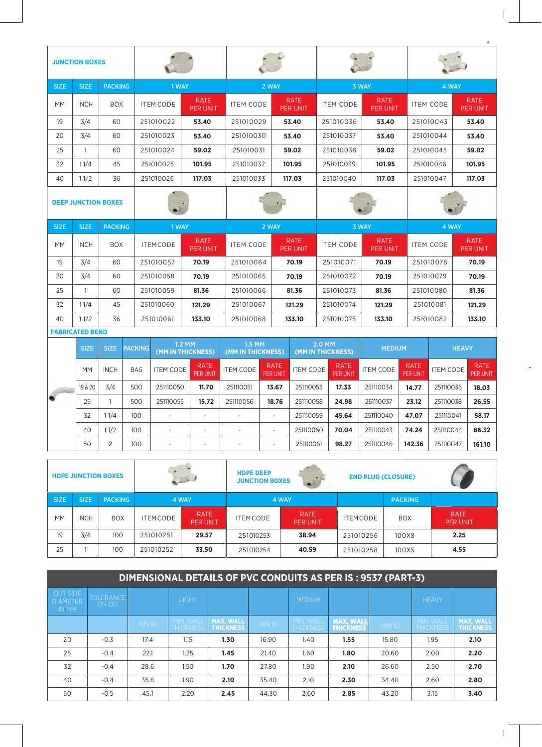## JUNCTION BOXES

| SIZE | SIZE | PACKING | 1 WAY | | 2 WAY | | 3 WAY | | 4 WAY | |
|---|---|---|---|---|---|---|---|---|---|---|
| MM | INCH | BOX | ITEM CODE | RATE PER UNIT | ITEM CODE | RATE PER UNIT | ITEM CODE | RATE PER UNIT | ITEM CODE | RATE PER UNIT |
| 19 | 3/4 | 60 | 251010022 | **53.40** | 251010029 | **53.40** | 251010036 | **53.40** | 251010043 | **53.40** |
| 20 | 3/4 | 60 | 251010023 | **53.40** | 251010030 | **53.40** | 251010037 | **53.40** | 251010044 | **53.40** |
| 25 | 1 | 60 | 251010024 | **59.02** | 251010031 | **59.02** | 251010038 | **59.02** | 251010045 | **59.02** |
| 32 | 1 1/4 | 45 | 251010025 | **101.95** | 251010032 | **101.95** | 251010039 | **101.95** | 251010046 | **101.95** |
| 40 | 1 1/2 | 36 | 251010026 | **117.03** | 251010033 | **117.03** | 251010040 | **117.03** | 251010047 | **117.03** |

## DEEP JUNCTION BOXES

| SIZE | SIZE | PACKING | 1 WAY | | 2 WAY | | 3 WAY | | 4 WAY | |
|---|---|---|---|---|---|---|---|---|---|---|
| MM | INCH | BOX | ITEMCODE | RATE PER UNIT | ITEM CODE | RATE PER UNIT | ITEM CODE | RATE PER UNIT | ITEM CODE | RATE PER UNIT |
| 19 | 3/4 | 60 | 251010057 | **70.19** | 251010064 | **70.19** | 251010071 | **70.19** | 251010078 | **70.19** |
| 20 | 3/4 | 60 | 251010058 | **70.19** | 251010065 | **70.19** | 251010072 | **70.19** | 251010079 | **70.19** |
| 25 | 1 | 60 | 251010059 | **81.36** | 251010066 | **81.36** | 251010073 | **81.36** | 251010080 | **81.36** |
| 32 | 1 1/4 | 45 | 251010060 | **121.29** | 251010067 | **121.29** | 251010074 | **121.29** | 251010081 | **121.29** |
| 40 | 1 1/2 | 36 | 251010061 | **133.10** | 251010068 | **133.10** | 251010075 | **133.10** | 251010082 | **133.10** |

## FABRICATED BEND

| SIZE | SIZE | PACKING | 1.2 MM (MM IN THICKNESS) | | 1.5 MM (MM IN THICKNESS) | | 2.0 MM (MM IN THICKNESS) | | MEDIUM | | HEAVY | |
|---|---|---|---|---|---|---|---|---|---|---|---|---|
| MM | INCH | BAG | ITEM CODE | RATE PER UNIT | ITEM CODE | RATE PER UNIT | ITEM CODE | RATE PER UNIT | ITEM CODE | RATE PER UNIT | ITEM CODE | RATE PER UNIT |
| 19 & 20 | 3/4 | 500 | 251110050 | **11.70** | 251110051 | **13.67** | 251110053 | **17.33** | 251110034 | **14.77** | 251110035 | **18.03** |
| 25 | 1 | 500 | 251110055 | **15.72** | 251110056 | **18.76** | 251110058 | **24.98** | 251110037 | **23.12** | 251110038 | **26.55** |
| 32 | 1 1/4 | 100 | - | - | - | - | 251110059 | **45.64** | 251110040 | **47.07** | 251110041 | **58.17** |
| 40 | 1 1/2 | 100 | - | - | - | - | 251110060 | **70.04** | 251110043 | **74.24** | 251110044 | **86.32** |
| 50 | 2 | 100 | - | - | - | - | 251110061 | **98.27** | 251110046 | **142.36** | 251110047 | **161.10** |

## HDPE JUNCTION BOXES / HDPE DEEP JUNCTION BOXES / END PLUG (CLOSURE)

| SIZE | SIZE | PACKING | HDPE JUNCTION BOXES 4 WAY | | HDPE DEEP JUNCTION BOXES 4 WAY | | END PLUG (CLOSURE) | PACKING | |
|---|---|---|---|---|---|---|---|---|---|
| MM | INCH | BOX | ITEMCODE | RATE PER UNIT | ITEMCODE | RATE PER UNIT | ITEMCODE | BOX | RATE PER UNIT |
| 19 | 3/4 | 100 | 251010251 | **29.57** | 251010253 | **38.94** | 251010256 | 100X8 | **2.25** |
| 25 | 1 | 100 | 251010252 | **33.50** | 251010254 | **40.59** | 251010258 | 100X5 | **4.55** |

## DIMENSIONAL DETAILS OF PVC CONDUITS AS PER IS : 9537 (PART-3)

| OUT SIDE DIAMETER IN MM | TOLERANCE ON OD | LIGHT | | | MEDIUM | | | HEAVY | | |
|---|---|---|---|---|---|---|---|---|---|---|
| | | MIN ID | MIN. WALL THICKNESS | MAX. WALL THICKNESS | MIN ID | MIN. WALL THICKNESS | MAX. WALL THICKNESS | MIN ID | MIN. WALL THICKNESS | MAX. WALL THICKNESS |
| 20 | -0.3 | 17.4 | 1.15 | **1.30** | 16.90 | 1.40 | **1.55** | 15.80 | 1.95 | **2.10** |
| 25 | -0.4 | 22.1 | 1.25 | **1.45** | 21.40 | 1.60 | **1.80** | 20.60 | 2.00 | **2.20** |
| 32 | -0.4 | 28.6 | 1.50 | **1.70** | 27.80 | 1.90 | **2.10** | 26.60 | 2.50 | **2.70** |
| 40 | -0.4 | 35.8 | 1.90 | **2.10** | 35.40 | 2.10 | **2.30** | 34.40 | 2.60 | **2.80** |
| 50 | -0.5 | 45.1 | 2.20 | **2.45** | 44.30 | 2.60 | **2.85** | 43.20 | 3.15 | **3.40** |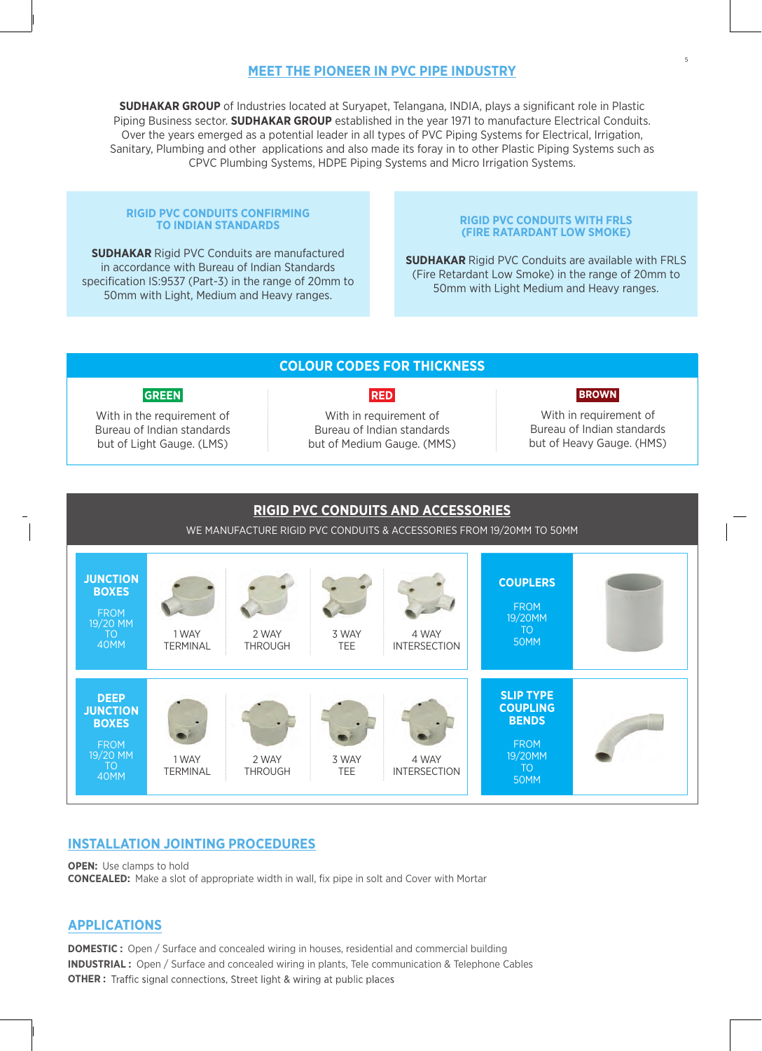## MEET THE PIONEER IN PVC PIPE INDUSTRY

**SUDHAKAR GROUP** of Industries located at Suryapet, Telangana, INDIA, plays a significant role in Plastic Piping Business sector. **SUDHAKAR GROUP** established in the year 1971 to manufacture Electrical Conduits. Over the years emerged as a potential leader in all types of PVC Piping Systems for Electrical, Irrigation, Sanitary, Plumbing and other applications and also made its foray in to other Plastic Piping Systems such as CPVC Plumbing Systems, HDPE Piping Systems and Micro Irrigation Systems.

### RIGID PVC CONDUITS CONFIRMING TO INDIAN STANDARDS

**SUDHAKAR** Rigid PVC Conduits are manufactured in accordance with Bureau of Indian Standards specification IS:9537 (Part-3) in the range of 20mm to 50mm with Light, Medium and Heavy ranges.

### RIGID PVC CONDUITS WITH FRLS (FIRE RATARDANT LOW SMOKE)

**SUDHAKAR** Rigid PVC Conduits are available with FRLS (Fire Retardant Low Smoke) in the range of 20mm to 50mm with Light Medium and Heavy ranges.

### COLOUR CODES FOR THICKNESS

| GREEN | RED | BROWN |
|---|---|---|
| With in the requirement of Bureau of Indian standards but of Light Gauge. (LMS) | With in requirement of Bureau of Indian standards but of Medium Gauge. (MMS) | With in requirement of Bureau of Indian standards but of Heavy Gauge. (HMS) |

### RIGID PVC CONDUITS AND ACCESSORIES

WE MANUFACTURE RIGID PVC CONDUITS & ACCESSORIES FROM 19/20MM TO 50MM

**JUNCTION BOXES** FROM 19/20 MM TO 40MM

1 WAY TERMINAL, 2 WAY THROUGH, 3 WAY TEE, 4 WAY INTERSECTION

**COUPLERS** FROM 19/20MM TO 50MM

**DEEP JUNCTION BOXES** FROM 19/20 MM TO 40MM

1 WAY TERMINAL, 2 WAY THROUGH, 3 WAY TEE, 4 WAY INTERSECTION

**SLIP TYPE COUPLING BENDS** FROM 19/20MM TO 50MM

## INSTALLATION JOINTING PROCEDURES

**OPEN:** Use clamps to hold
**CONCEALED:** Make a slot of appropriate width in wall, fix pipe in solt and Cover with Mortar

## APPLICATIONS

**DOMESTIC :** Open / Surface and concealed wiring in houses, residential and commercial building
**INDUSTRIAL :** Open / Surface and concealed wiring in plants, Tele communication & Telephone Cables
**OTHER :** Traffic signal connections, Street light & wiring at public places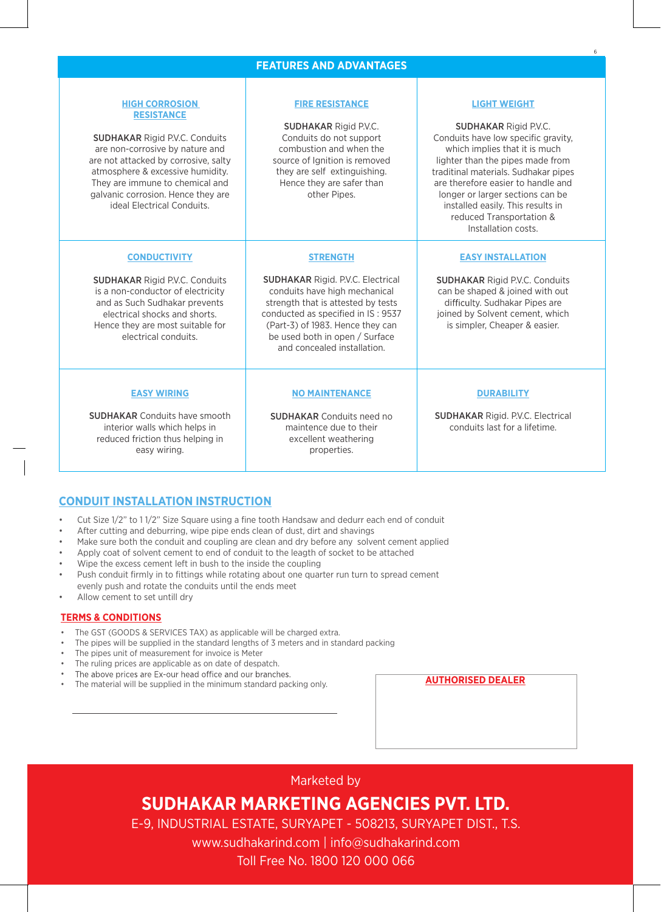## FEATURES AND ADVANTAGES

| | | |
|---|---|---|
| **HIGH CORROSION RESISTANCE**<br><br>**SUDHAKAR** Rigid P.V.C. Conduits are non-corrosive by nature and are not attacked by corrosive, salty atmosphere & excessive humidity. They are immune to chemical and galvanic corrosion. Hence they are ideal Electrical Conduits. | **FIRE RESISTANCE**<br><br>**SUDHAKAR** Rigid P.V.C. Conduits do not support combustion and when the source of Ignition is removed they are self extinguishing. Hence they are safer than other Pipes. | **LIGHT WEIGHT**<br><br>**SUDHAKAR** Rigid P.V.C. Conduits have low specific gravity, which implies that it is much lighter than the pipes made from traditinal materials. Sudhakar pipes are therefore easier to handle and longer or larger sections can be installed easily. This results in reduced Transportation & Installation costs. |
| **CONDUCTIVITY**<br><br>**SUDHAKAR** Rigid P.V.C. Conduits is a non-conductor of electricity and as Such Sudhakar prevents electrical shocks and shorts. Hence they are most suitable for electrical conduits. | **STRENGTH**<br><br>**SUDHAKAR** Rigid. P.V.C. Electrical conduits have high mechanical strength that is attested by tests conducted as specified in IS : 9537 (Part-3) of 1983. Hence they can be used both in open / Surface and concealed installation. | **EASY INSTALLATION**<br><br>**SUDHAKAR** Rigid P.V.C. Conduits can be shaped & joined with out difficulty. Sudhakar Pipes are joined by Solvent cement, which is simpler, Cheaper & easier. |
| **EASY WIRING**<br><br>**SUDHAKAR** Conduits have smooth interior walls which helps in reduced friction thus helping in easy wiring. | **NO MAINTENANCE**<br><br>**SUDHAKAR** Conduits need no maintence due to their excellent weathering properties. | **DURABILITY**<br><br>**SUDHAKAR** Rigid. P.V.C. Electrical conduits last for a lifetime. |

## CONDUIT INSTALLATION INSTRUCTION

- Cut Size 1/2" to 1 1/2" Size Square using a fine tooth Handsaw and dedurr each end of conduit
- After cutting and deburring, wipe pipe ends clean of dust, dirt and shavings
- Make sure both the conduit and coupling are clean and dry before any solvent cement applied
- Apply coat of solvent cement to end of conduit to the leagth of socket to be attached
- Wipe the excess cement left in bush to the inside the coupling
- Push conduit firmly in to fittings while rotating about one quarter run turn to spread cement evenly push and rotate the conduits until the ends meet
- Allow cement to set untill dry

## TERMS & CONDITIONS

- The GST (GOODS & SERVICES TAX) as applicable will be charged extra.
- The pipes will be supplied in the standard lengths of 3 meters and in standard packing
- The pipes unit of measurement for invoice is Meter
- The ruling prices are applicable as on date of despatch.
- The above prices are Ex-our head office and our branches.
- The material will be supplied in the minimum standard packing only.

**AUTHORISED DEALER**

Marketed by

**SUDHAKAR MARKETING AGENCIES PVT. LTD.**

E-9, INDUSTRIAL ESTATE, SURYAPET - 508213, SURYAPET DIST., T.S.

www.sudhakarind.com | info@sudhakarind.com

Toll Free No. 1800 120 000 066